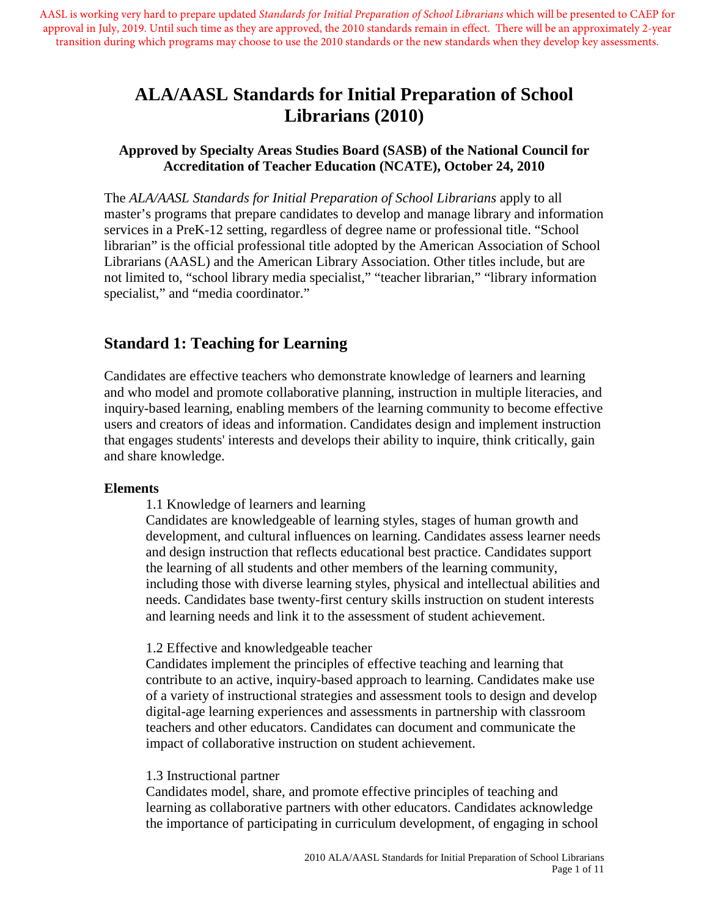AASL is working very hard to prepare updated *Standards for Initial Preparation of School Librarians* which will be presented to CAEP for approval in July, 2019. Until such time as they are approved, the 2010 standards remain in effect. There will be an approximately 2-year transition during which programs may choose to use the 2010 standards or the new standards when they develop key assessments.

# ALA/AASL Standards for Initial Preparation of School Librarians (2010)

**Approved by Specialty Areas Studies Board (SASB) of the National Council for Accreditation of Teacher Education (NCATE), October 24, 2010**

The *ALA/AASL Standards for Initial Preparation of School Librarians* apply to all master's programs that prepare candidates to develop and manage library and information services in a PreK-12 setting, regardless of degree name or professional title. "School librarian" is the official professional title adopted by the American Association of School Librarians (AASL) and the American Library Association. Other titles include, but are not limited to, "school library media specialist," "teacher librarian," "library information specialist," and "media coordinator."

## Standard 1: Teaching for Learning

Candidates are effective teachers who demonstrate knowledge of learners and learning and who model and promote collaborative planning, instruction in multiple literacies, and inquiry-based learning, enabling members of the learning community to become effective users and creators of ideas and information. Candidates design and implement instruction that engages students' interests and develops their ability to inquire, think critically, gain and share knowledge.

**Elements**

1.1 Knowledge of learners and learning
Candidates are knowledgeable of learning styles, stages of human growth and development, and cultural influences on learning. Candidates assess learner needs and design instruction that reflects educational best practice. Candidates support the learning of all students and other members of the learning community, including those with diverse learning styles, physical and intellectual abilities and needs. Candidates base twenty-first century skills instruction on student interests and learning needs and link it to the assessment of student achievement.

1.2 Effective and knowledgeable teacher
Candidates implement the principles of effective teaching and learning that contribute to an active, inquiry-based approach to learning. Candidates make use of a variety of instructional strategies and assessment tools to design and develop digital-age learning experiences and assessments in partnership with classroom teachers and other educators. Candidates can document and communicate the impact of collaborative instruction on student achievement.

1.3 Instructional partner
Candidates model, share, and promote effective principles of teaching and learning as collaborative partners with other educators. Candidates acknowledge the importance of participating in curriculum development, of engaging in school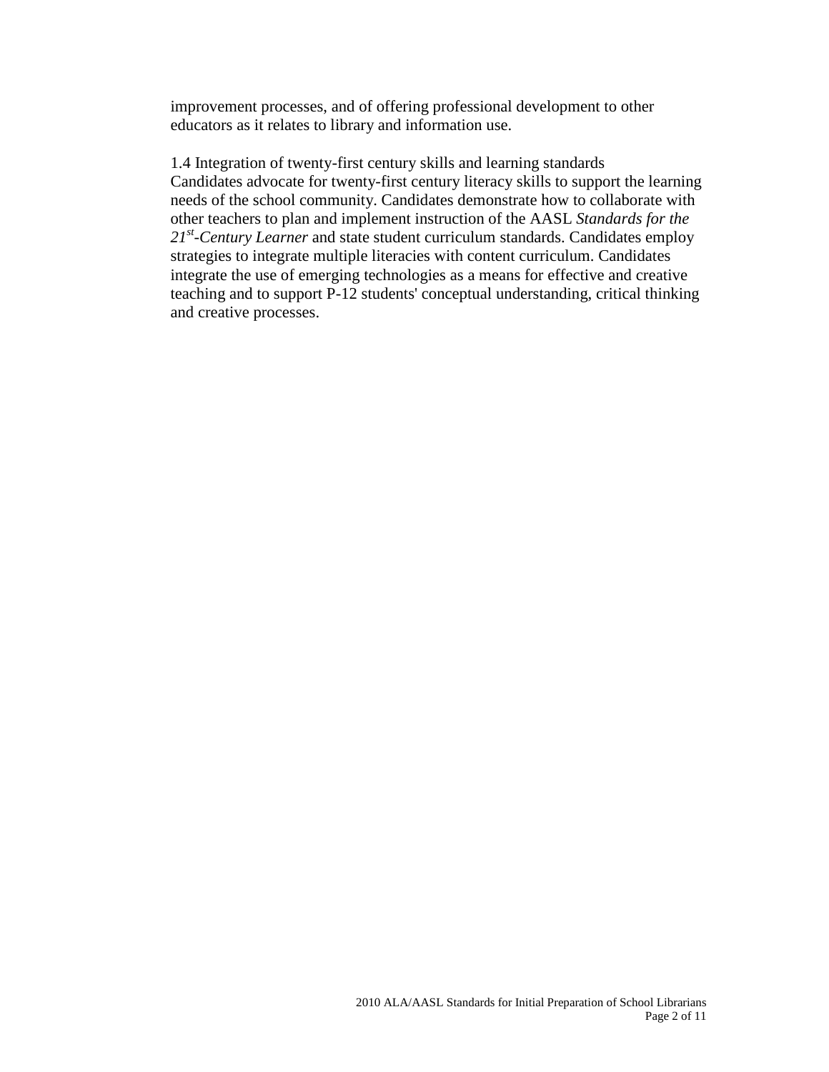improvement processes, and of offering professional development to other educators as it relates to library and information use.

1.4 Integration of twenty-first century skills and learning standards
Candidates advocate for twenty-first century literacy skills to support the learning needs of the school community. Candidates demonstrate how to collaborate with other teachers to plan and implement instruction of the AASL *Standards for the 21st-Century Learner* and state student curriculum standards. Candidates employ strategies to integrate multiple literacies with content curriculum. Candidates integrate the use of emerging technologies as a means for effective and creative teaching and to support P-12 students' conceptual understanding, critical thinking and creative processes.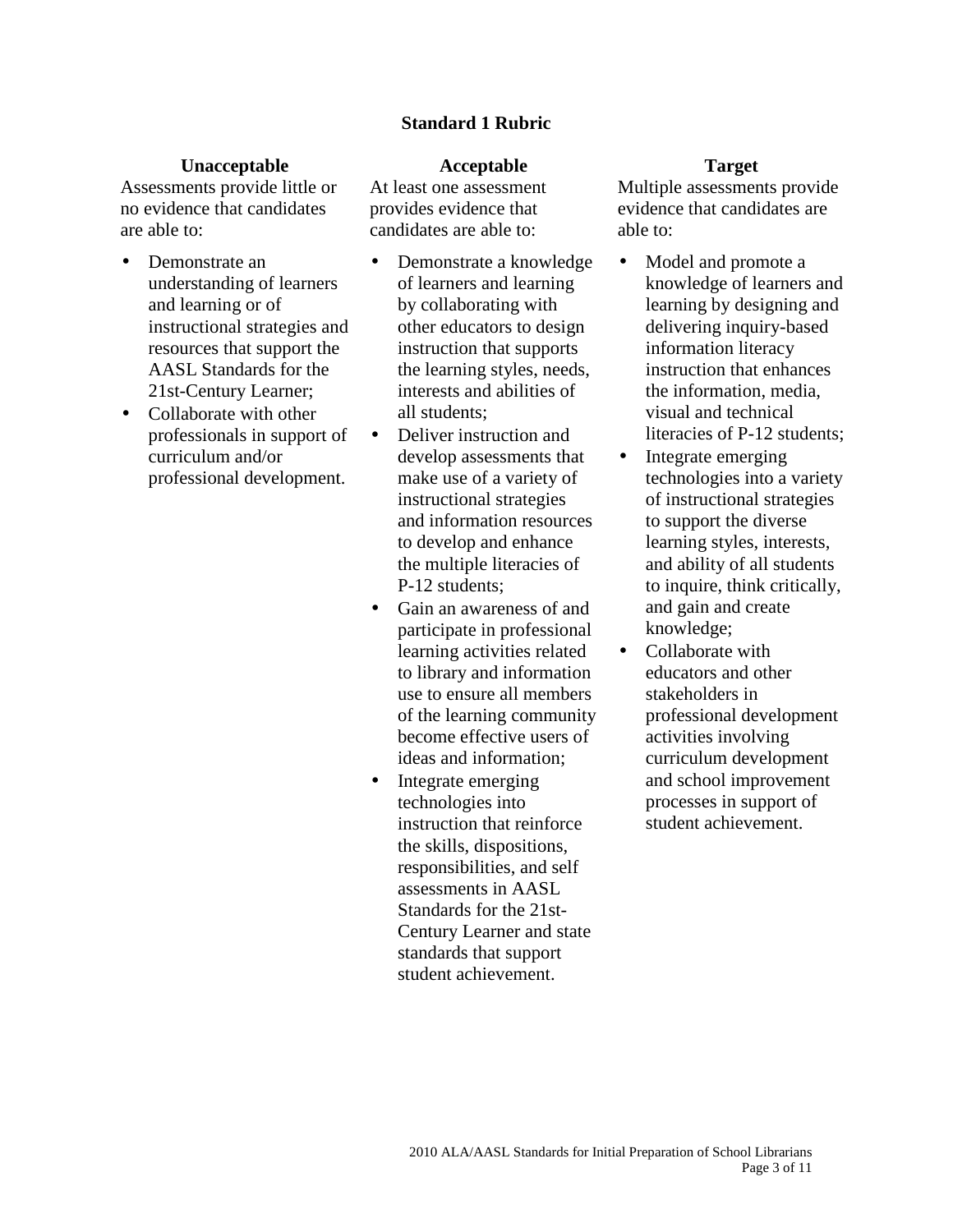## Standard 1 Rubric

| Unacceptable | Acceptable | Target |
| --- | --- | --- |
| Assessments provide little or no evidence that candidates are able to:<br>• Demonstrate an understanding of learners and learning or of instructional strategies and resources that support the AASL Standards for the 21st-Century Learner;<br>• Collaborate with other professionals in support of curriculum and/or professional development. | At least one assessment provides evidence that candidates are able to:<br>• Demonstrate a knowledge of learners and learning by collaborating with other educators to design instruction that supports the learning styles, needs, interests and abilities of all students;<br>• Deliver instruction and develop assessments that make use of a variety of instructional strategies and information resources to develop and enhance the multiple literacies of P-12 students;<br>• Gain an awareness of and participate in professional learning activities related to library and information use to ensure all members of the learning community become effective users of ideas and information;<br>• Integrate emerging technologies into instruction that reinforce the skills, dispositions, responsibilities, and self assessments in AASL Standards for the 21st-Century Learner and state standards that support student achievement. | Multiple assessments provide evidence that candidates are able to:<br>• Model and promote a knowledge of learners and learning by designing and delivering inquiry-based information literacy instruction that enhances the information, media, visual and technical literacies of P-12 students;<br>• Integrate emerging technologies into a variety of instructional strategies to support the diverse learning styles, interests, and ability of all students to inquire, think critically, and gain and create knowledge;<br>• Collaborate with educators and other stakeholders in professional development activities involving curriculum development and school improvement processes in support of student achievement. |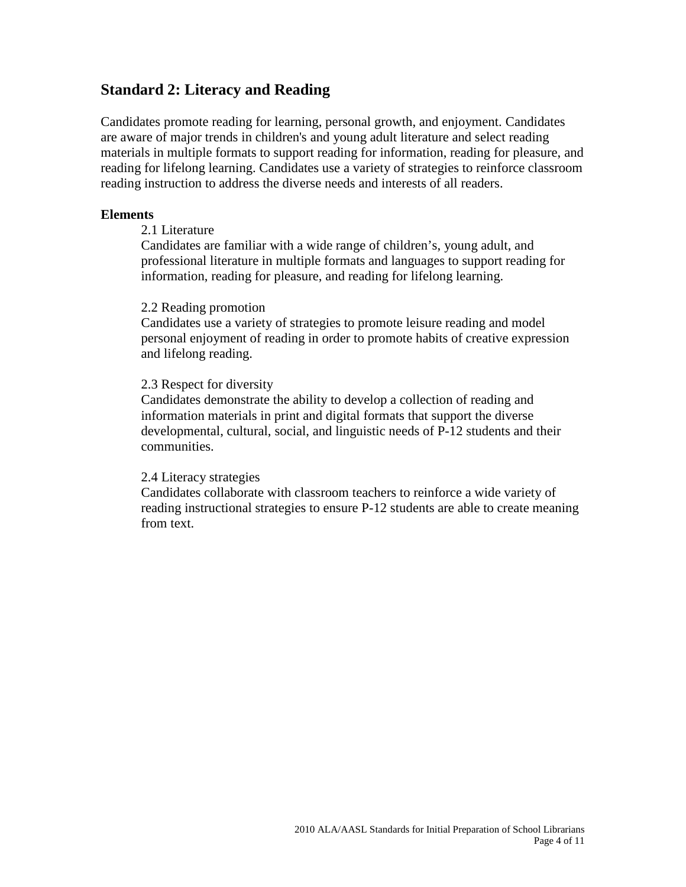## Standard 2: Literacy and Reading

Candidates promote reading for learning, personal growth, and enjoyment. Candidates are aware of major trends in children's and young adult literature and select reading materials in multiple formats to support reading for information, reading for pleasure, and reading for lifelong learning. Candidates use a variety of strategies to reinforce classroom reading instruction to address the diverse needs and interests of all readers.

**Elements**

2.1 Literature
Candidates are familiar with a wide range of children's, young adult, and professional literature in multiple formats and languages to support reading for information, reading for pleasure, and reading for lifelong learning.

2.2 Reading promotion
Candidates use a variety of strategies to promote leisure reading and model personal enjoyment of reading in order to promote habits of creative expression and lifelong reading.

2.3 Respect for diversity
Candidates demonstrate the ability to develop a collection of reading and information materials in print and digital formats that support the diverse developmental, cultural, social, and linguistic needs of P-12 students and their communities.

2.4 Literacy strategies
Candidates collaborate with classroom teachers to reinforce a wide variety of reading instructional strategies to ensure P-12 students are able to create meaning from text.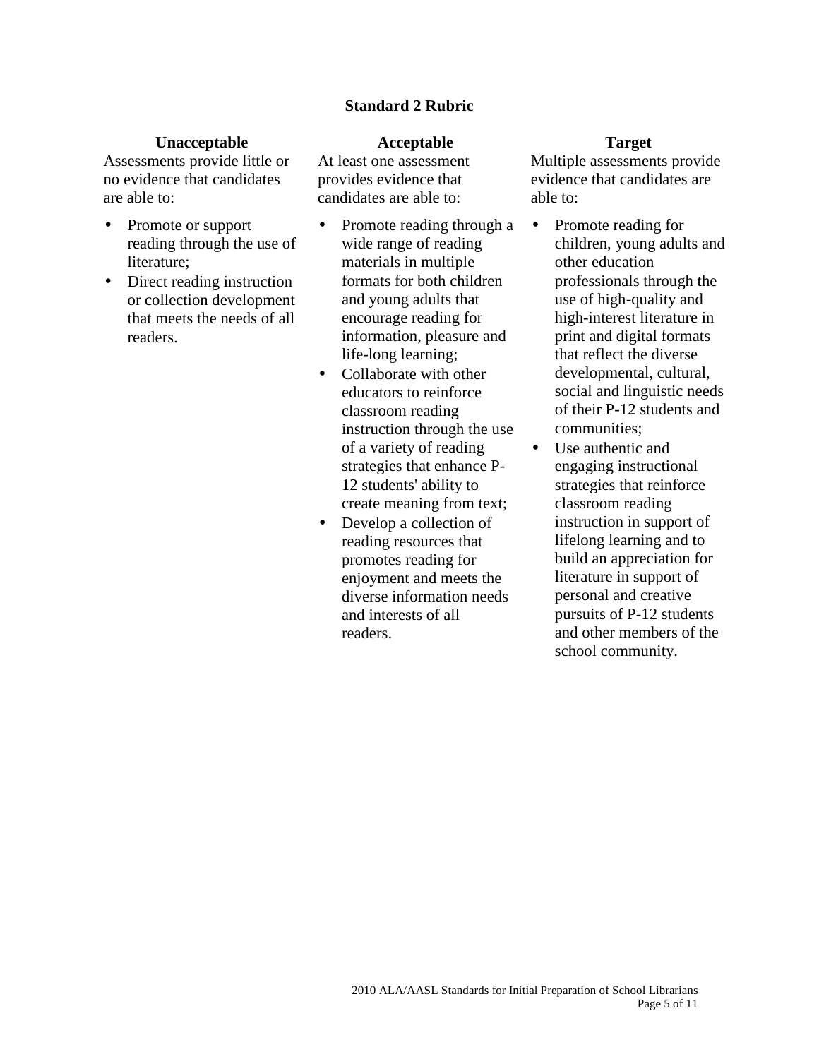### Standard 2 Rubric

| Unacceptable | Acceptable | Target |
| --- | --- | --- |
| Assessments provide little or no evidence that candidates are able to:<br>• Promote or support reading through the use of literature;<br>• Direct reading instruction or collection development that meets the needs of all readers. | At least one assessment provides evidence that candidates are able to:<br>• Promote reading through a wide range of reading materials in multiple formats for both children and young adults that encourage reading for information, pleasure and life-long learning;<br>• Collaborate with other educators to reinforce classroom reading instruction through the use of a variety of reading strategies that enhance P-12 students' ability to create meaning from text;<br>• Develop a collection of reading resources that promotes reading for enjoyment and meets the diverse information needs and interests of all readers. | Multiple assessments provide evidence that candidates are able to:<br>• Promote reading for children, young adults and other education professionals through the use of high-quality and high-interest literature in print and digital formats that reflect the diverse developmental, cultural, social and linguistic needs of their P-12 students and communities;<br>• Use authentic and engaging instructional strategies that reinforce classroom reading instruction in support of lifelong learning and to build an appreciation for literature in support of personal and creative pursuits of P-12 students and other members of the school community. |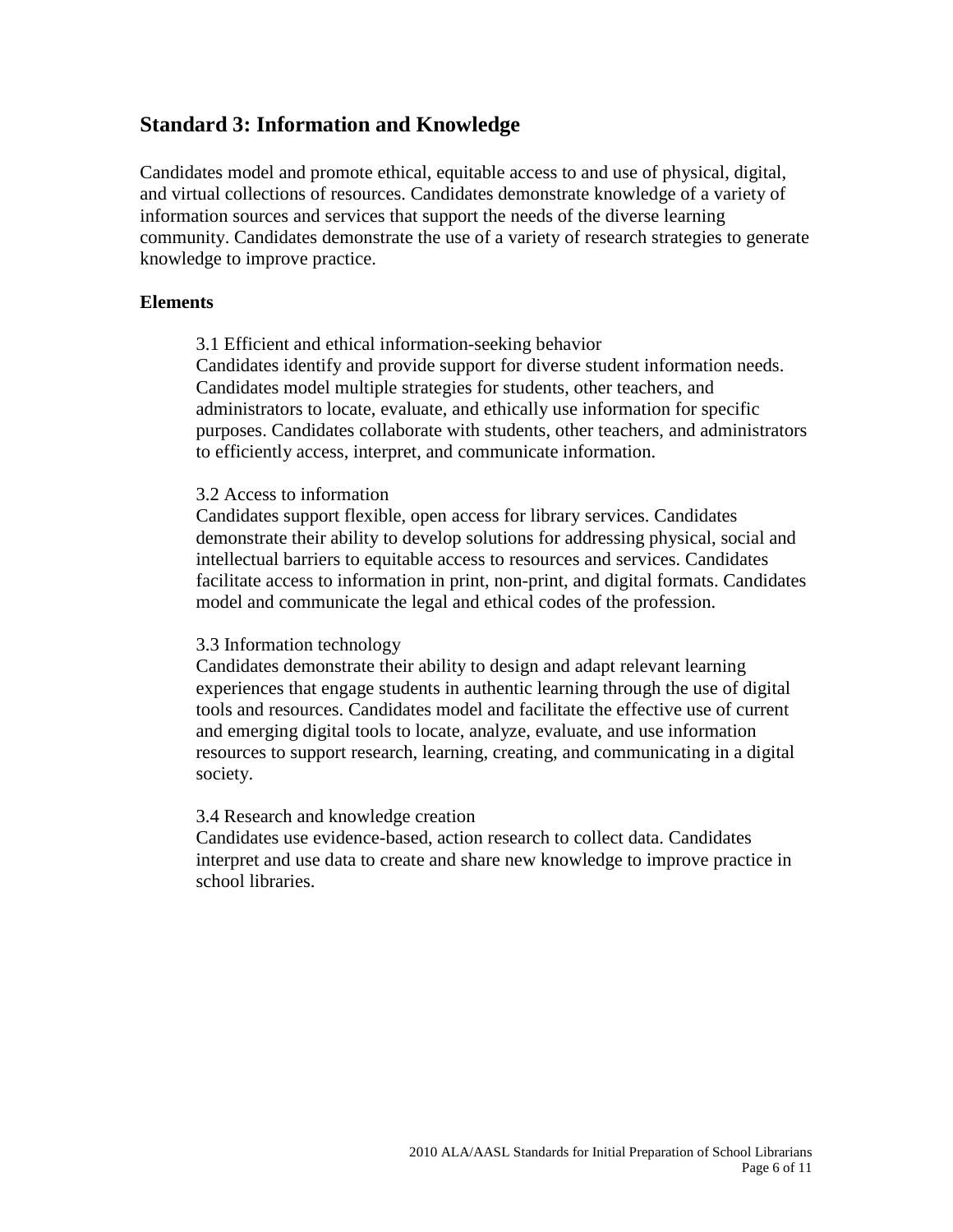## Standard 3: Information and Knowledge

Candidates model and promote ethical, equitable access to and use of physical, digital, and virtual collections of resources. Candidates demonstrate knowledge of a variety of information sources and services that support the needs of the diverse learning community. Candidates demonstrate the use of a variety of research strategies to generate knowledge to improve practice.

### Elements

3.1 Efficient and ethical information-seeking behavior
Candidates identify and provide support for diverse student information needs. Candidates model multiple strategies for students, other teachers, and administrators to locate, evaluate, and ethically use information for specific purposes. Candidates collaborate with students, other teachers, and administrators to efficiently access, interpret, and communicate information.

3.2 Access to information
Candidates support flexible, open access for library services. Candidates demonstrate their ability to develop solutions for addressing physical, social and intellectual barriers to equitable access to resources and services. Candidates facilitate access to information in print, non-print, and digital formats. Candidates model and communicate the legal and ethical codes of the profession.

3.3 Information technology
Candidates demonstrate their ability to design and adapt relevant learning experiences that engage students in authentic learning through the use of digital tools and resources. Candidates model and facilitate the effective use of current and emerging digital tools to locate, analyze, evaluate, and use information resources to support research, learning, creating, and communicating in a digital society.

3.4 Research and knowledge creation
Candidates use evidence-based, action research to collect data. Candidates interpret and use data to create and share new knowledge to improve practice in school libraries.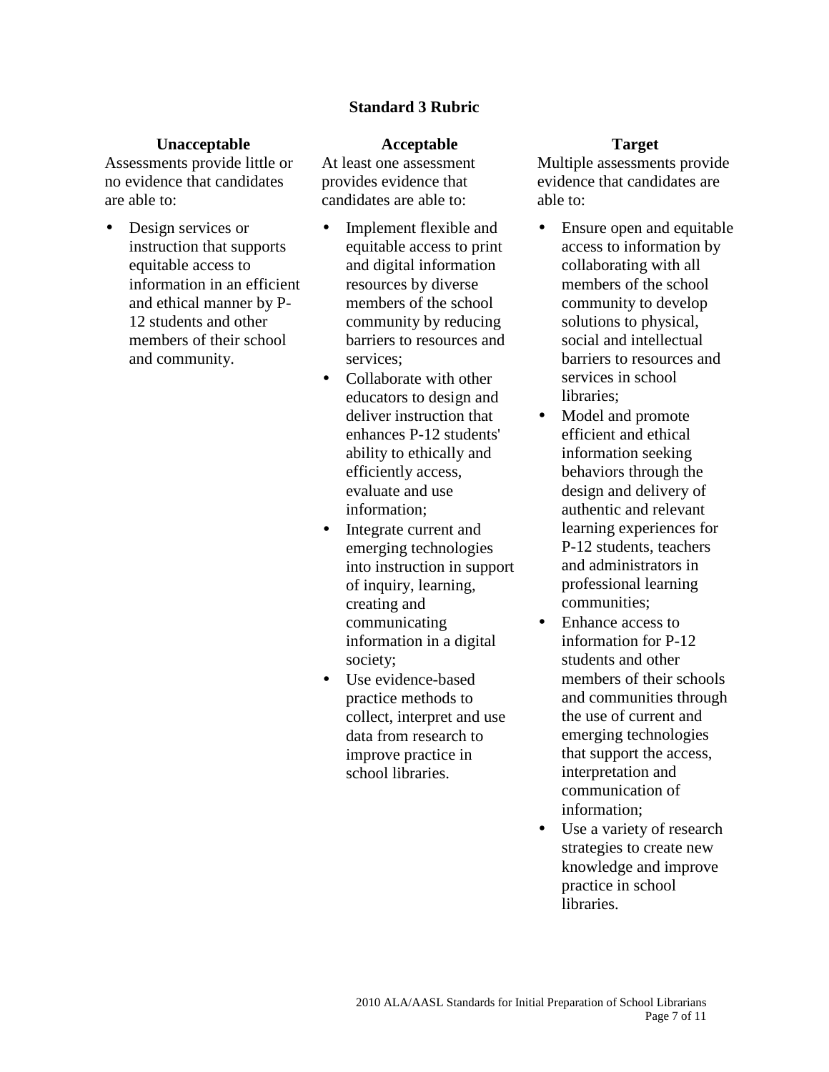## Standard 3 Rubric

| Unacceptable | Acceptable | Target |
|---|---|---|
| Assessments provide little or no evidence that candidates are able to: | At least one assessment provides evidence that candidates are able to: | Multiple assessments provide evidence that candidates are able to: |
| • Design services or instruction that supports equitable access to information in an efficient and ethical manner by P-12 students and other members of their school and community. | • Implement flexible and equitable access to print and digital information resources by diverse members of the school community by reducing barriers to resources and services;<br>• Collaborate with other educators to design and deliver instruction that enhances P-12 students' ability to ethically and efficiently access, evaluate and use information;<br>• Integrate current and emerging technologies into instruction in support of inquiry, learning, creating and communicating information in a digital society;<br>• Use evidence-based practice methods to collect, interpret and use data from research to improve practice in school libraries. | • Ensure open and equitable access to information by collaborating with all members of the school community to develop solutions to physical, social and intellectual barriers to resources and services in school libraries;<br>• Model and promote efficient and ethical information seeking behaviors through the design and delivery of authentic and relevant learning experiences for P-12 students, teachers and administrators in professional learning communities;<br>• Enhance access to information for P-12 students and other members of their schools and communities through the use of current and emerging technologies that support the access, interpretation and communication of information;<br>• Use a variety of research strategies to create new knowledge and improve practice in school libraries. |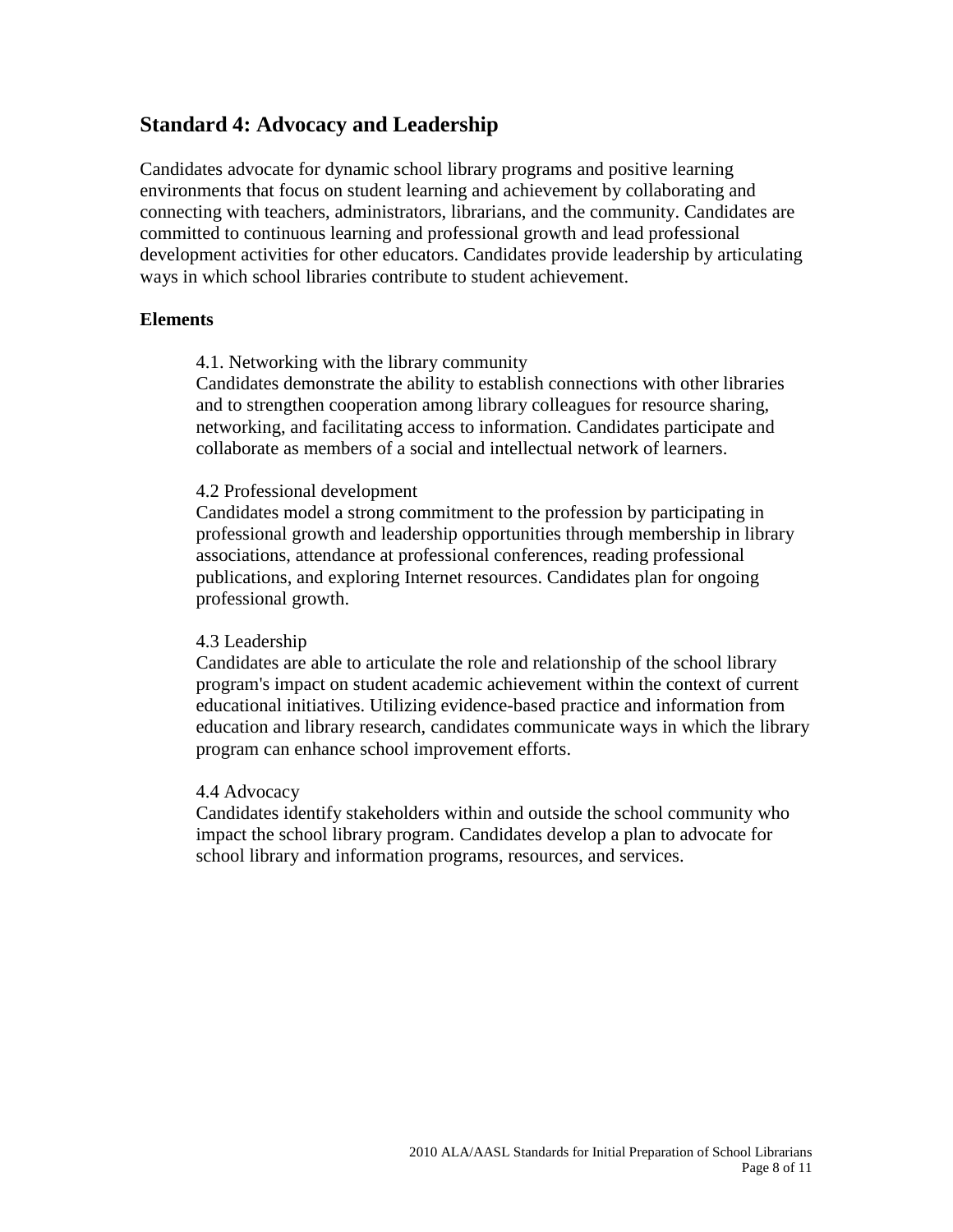## Standard 4: Advocacy and Leadership

Candidates advocate for dynamic school library programs and positive learning environments that focus on student learning and achievement by collaborating and connecting with teachers, administrators, librarians, and the community. Candidates are committed to continuous learning and professional growth and lead professional development activities for other educators. Candidates provide leadership by articulating ways in which school libraries contribute to student achievement.

### Elements

4.1. Networking with the library community
Candidates demonstrate the ability to establish connections with other libraries and to strengthen cooperation among library colleagues for resource sharing, networking, and facilitating access to information. Candidates participate and collaborate as members of a social and intellectual network of learners.

4.2 Professional development
Candidates model a strong commitment to the profession by participating in professional growth and leadership opportunities through membership in library associations, attendance at professional conferences, reading professional publications, and exploring Internet resources. Candidates plan for ongoing professional growth.

4.3 Leadership
Candidates are able to articulate the role and relationship of the school library program's impact on student academic achievement within the context of current educational initiatives. Utilizing evidence-based practice and information from education and library research, candidates communicate ways in which the library program can enhance school improvement efforts.

4.4 Advocacy
Candidates identify stakeholders within and outside the school community who impact the school library program. Candidates develop a plan to advocate for school library and information programs, resources, and services.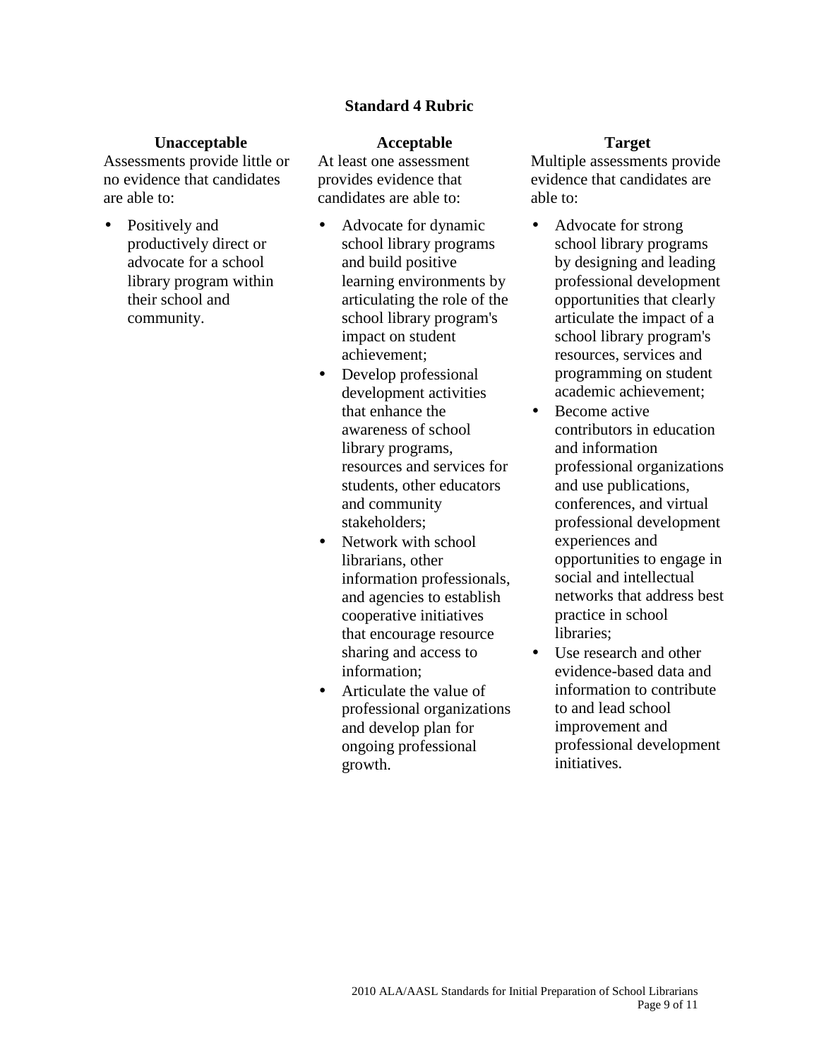## Standard 4 Rubric

| Unacceptable | Acceptable | Target |
|---|---|---|
| Assessments provide little or no evidence that candidates are able to: | At least one assessment provides evidence that candidates are able to: | Multiple assessments provide evidence that candidates are able to: |
| • Positively and productively direct or advocate for a school library program within their school and community. | • Advocate for dynamic school library programs and build positive learning environments by articulating the role of the school library program's impact on student achievement;<br>• Develop professional development activities that enhance the awareness of school library programs, resources and services for students, other educators and community stakeholders;<br>• Network with school librarians, other information professionals, and agencies to establish cooperative initiatives that encourage resource sharing and access to information;<br>• Articulate the value of professional organizations and develop plan for ongoing professional growth. | • Advocate for strong school library programs by designing and leading professional development opportunities that clearly articulate the impact of a school library program's resources, services and programming on student academic achievement;<br>• Become active contributors in education and information professional organizations and use publications, conferences, and virtual professional development experiences and opportunities to engage in social and intellectual networks that address best practice in school libraries;<br>• Use research and other evidence-based data and information to contribute to and lead school improvement and professional development initiatives. |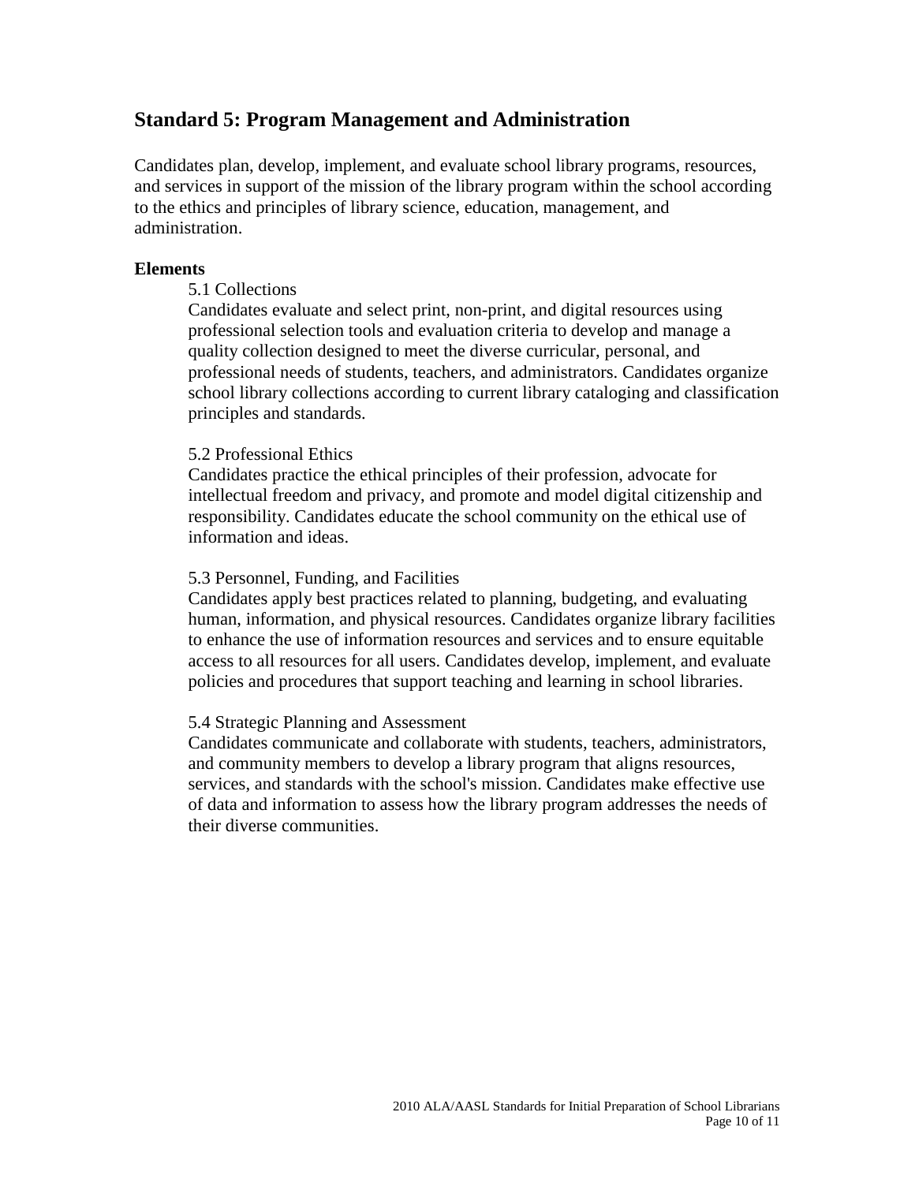## Standard 5: Program Management and Administration

Candidates plan, develop, implement, and evaluate school library programs, resources, and services in support of the mission of the library program within the school according to the ethics and principles of library science, education, management, and administration.

**Elements**

5.1 Collections

Candidates evaluate and select print, non-print, and digital resources using professional selection tools and evaluation criteria to develop and manage a quality collection designed to meet the diverse curricular, personal, and professional needs of students, teachers, and administrators. Candidates organize school library collections according to current library cataloging and classification principles and standards.

5.2 Professional Ethics

Candidates practice the ethical principles of their profession, advocate for intellectual freedom and privacy, and promote and model digital citizenship and responsibility. Candidates educate the school community on the ethical use of information and ideas.

5.3 Personnel, Funding, and Facilities

Candidates apply best practices related to planning, budgeting, and evaluating human, information, and physical resources. Candidates organize library facilities to enhance the use of information resources and services and to ensure equitable access to all resources for all users. Candidates develop, implement, and evaluate policies and procedures that support teaching and learning in school libraries.

5.4 Strategic Planning and Assessment

Candidates communicate and collaborate with students, teachers, administrators, and community members to develop a library program that aligns resources, services, and standards with the school's mission. Candidates make effective use of data and information to assess how the library program addresses the needs of their diverse communities.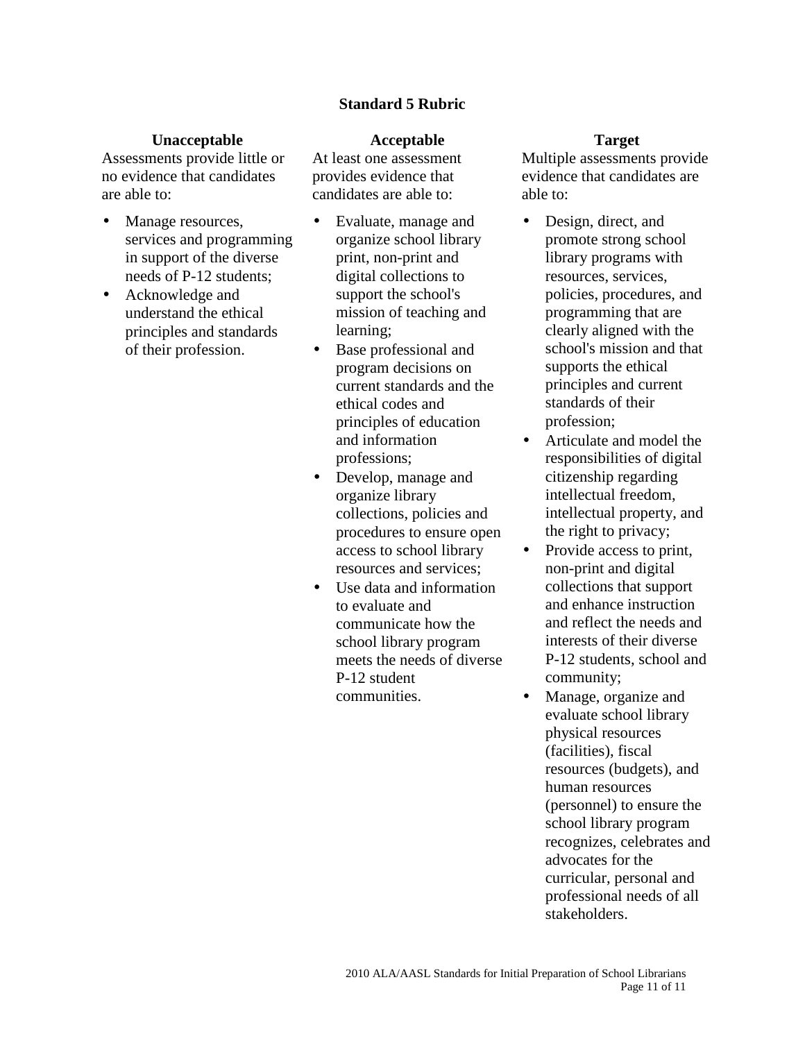**Standard 5 Rubric**

| Unacceptable | Acceptable | Target |
|---|---|---|
| Assessments provide little or no evidence that candidates are able to:<br>• Manage resources, services and programming in support of the diverse needs of P-12 students;<br>• Acknowledge and understand the ethical principles and standards of their profession. | At least one assessment provides evidence that candidates are able to:<br>• Evaluate, manage and organize school library print, non-print and digital collections to support the school's mission of teaching and learning;<br>• Base professional and program decisions on current standards and the ethical codes and principles of education and information professions;<br>• Develop, manage and organize library collections, policies and procedures to ensure open access to school library resources and services;<br>• Use data and information to evaluate and communicate how the school library program meets the needs of diverse P-12 student communities. | Multiple assessments provide evidence that candidates are able to:<br>• Design, direct, and promote strong school library programs with resources, services, policies, procedures, and programming that are clearly aligned with the school's mission and that supports the ethical principles and current standards of their profession;<br>• Articulate and model the responsibilities of digital citizenship regarding intellectual freedom, intellectual property, and the right to privacy;<br>• Provide access to print, non-print and digital collections that support and enhance instruction and reflect the needs and interests of their diverse P-12 students, school and community;<br>• Manage, organize and evaluate school library physical resources (facilities), fiscal resources (budgets), and human resources (personnel) to ensure the school library program recognizes, celebrates and advocates for the curricular, personal and professional needs of all stakeholders. |